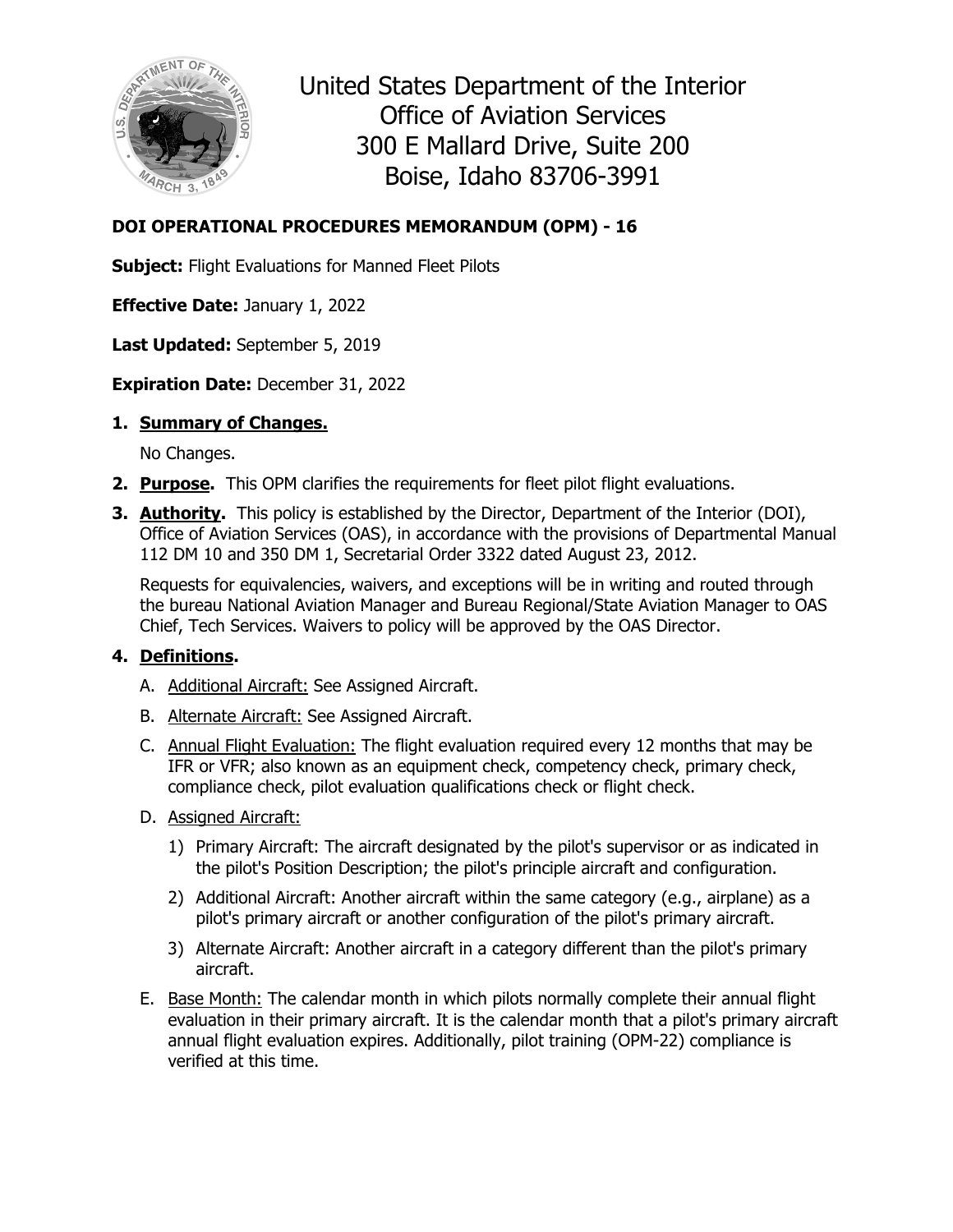United States Department of the Interior
Office of Aviation Services
300 E Mallard Drive, Suite 200
Boise, Idaho 83706-3991

**DOI OPERATIONAL PROCEDURES MEMORANDUM (OPM) - 16**

**Subject:** Flight Evaluations for Manned Fleet Pilots

**Effective Date:** January 1, 2022

**Last Updated:** September 5, 2019

**Expiration Date:** December 31, 2022

1. **Summary of Changes.**

   No Changes.

2. **Purpose.** This OPM clarifies the requirements for fleet pilot flight evaluations.

3. **Authority.** This policy is established by the Director, Department of the Interior (DOI), Office of Aviation Services (OAS), in accordance with the provisions of Departmental Manual 112 DM 10 and 350 DM 1, Secretarial Order 3322 dated August 23, 2012.

   Requests for equivalencies, waivers, and exceptions will be in writing and routed through the bureau National Aviation Manager and Bureau Regional/State Aviation Manager to OAS Chief, Tech Services. Waivers to policy will be approved by the OAS Director.

4. **Definitions.**

   A. Additional Aircraft: See Assigned Aircraft.

   B. Alternate Aircraft: See Assigned Aircraft.

   C. Annual Flight Evaluation: The flight evaluation required every 12 months that may be IFR or VFR; also known as an equipment check, competency check, primary check, compliance check, pilot evaluation qualifications check or flight check.

   D. Assigned Aircraft:

      1) Primary Aircraft: The aircraft designated by the pilot's supervisor or as indicated in the pilot's Position Description; the pilot's principle aircraft and configuration.

      2) Additional Aircraft: Another aircraft within the same category (e.g., airplane) as a pilot's primary aircraft or another configuration of the pilot's primary aircraft.

      3) Alternate Aircraft: Another aircraft in a category different than the pilot's primary aircraft.

   E. Base Month: The calendar month in which pilots normally complete their annual flight evaluation in their primary aircraft. It is the calendar month that a pilot's primary aircraft annual flight evaluation expires. Additionally, pilot training (OPM-22) compliance is verified at this time.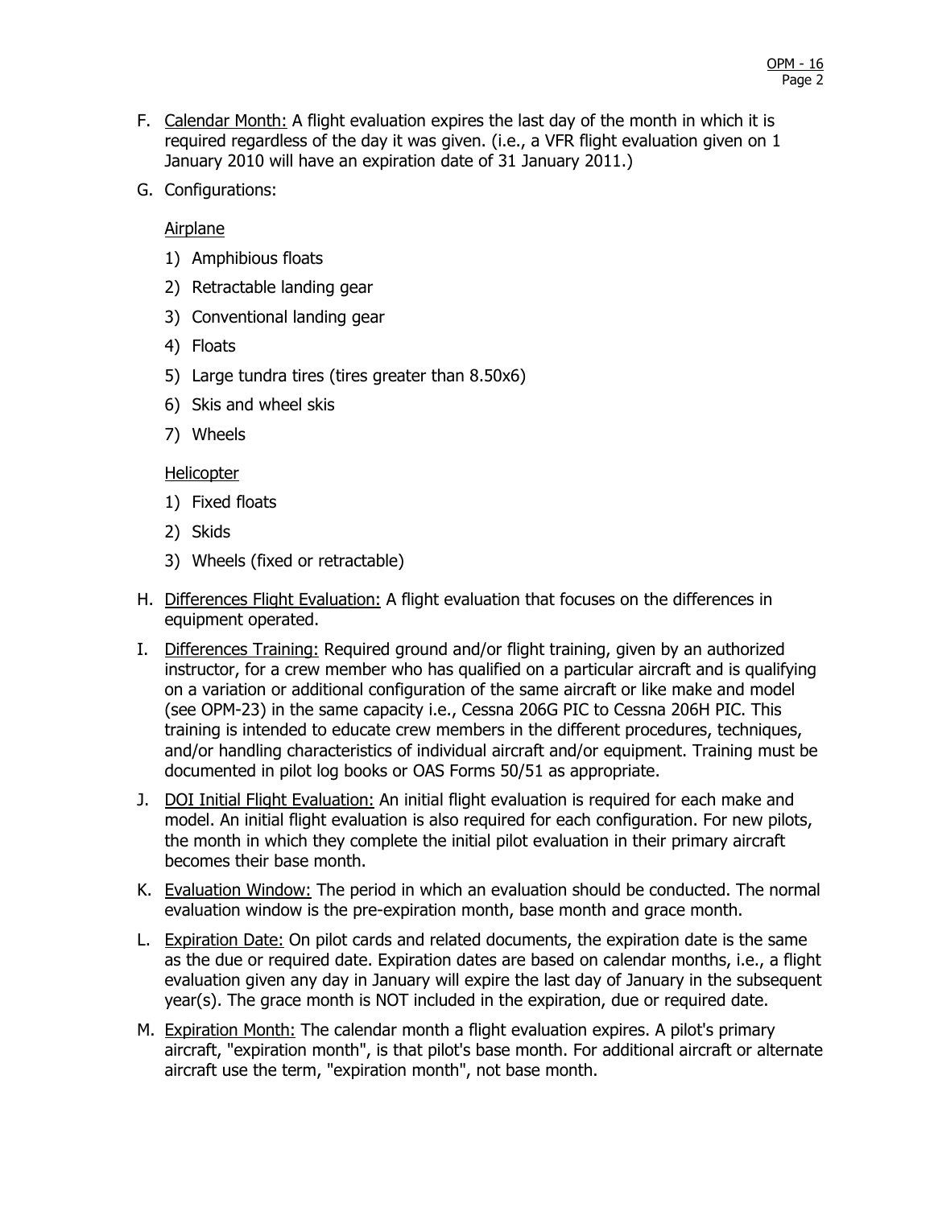F. Calendar Month: A flight evaluation expires the last day of the month in which it is required regardless of the day it was given. (i.e., a VFR flight evaluation given on 1 January 2010 will have an expiration date of 31 January 2011.)

G. Configurations:

   Airplane

   1) Amphibious floats
   2) Retractable landing gear
   3) Conventional landing gear
   4) Floats
   5) Large tundra tires (tires greater than 8.50x6)
   6) Skis and wheel skis
   7) Wheels

   Helicopter

   1) Fixed floats
   2) Skids
   3) Wheels (fixed or retractable)

H. Differences Flight Evaluation: A flight evaluation that focuses on the differences in equipment operated.

I. Differences Training: Required ground and/or flight training, given by an authorized instructor, for a crew member who has qualified on a particular aircraft and is qualifying on a variation or additional configuration of the same aircraft or like make and model (see OPM-23) in the same capacity i.e., Cessna 206G PIC to Cessna 206H PIC. This training is intended to educate crew members in the different procedures, techniques, and/or handling characteristics of individual aircraft and/or equipment. Training must be documented in pilot log books or OAS Forms 50/51 as appropriate.

J. DOI Initial Flight Evaluation: An initial flight evaluation is required for each make and model. An initial flight evaluation is also required for each configuration. For new pilots, the month in which they complete the initial pilot evaluation in their primary aircraft becomes their base month.

K. Evaluation Window: The period in which an evaluation should be conducted. The normal evaluation window is the pre-expiration month, base month and grace month.

L. Expiration Date: On pilot cards and related documents, the expiration date is the same as the due or required date. Expiration dates are based on calendar months, i.e., a flight evaluation given any day in January will expire the last day of January in the subsequent year(s). The grace month is NOT included in the expiration, due or required date.

M. Expiration Month: The calendar month a flight evaluation expires. A pilot's primary aircraft, "expiration month", is that pilot's base month. For additional aircraft or alternate aircraft use the term, "expiration month", not base month.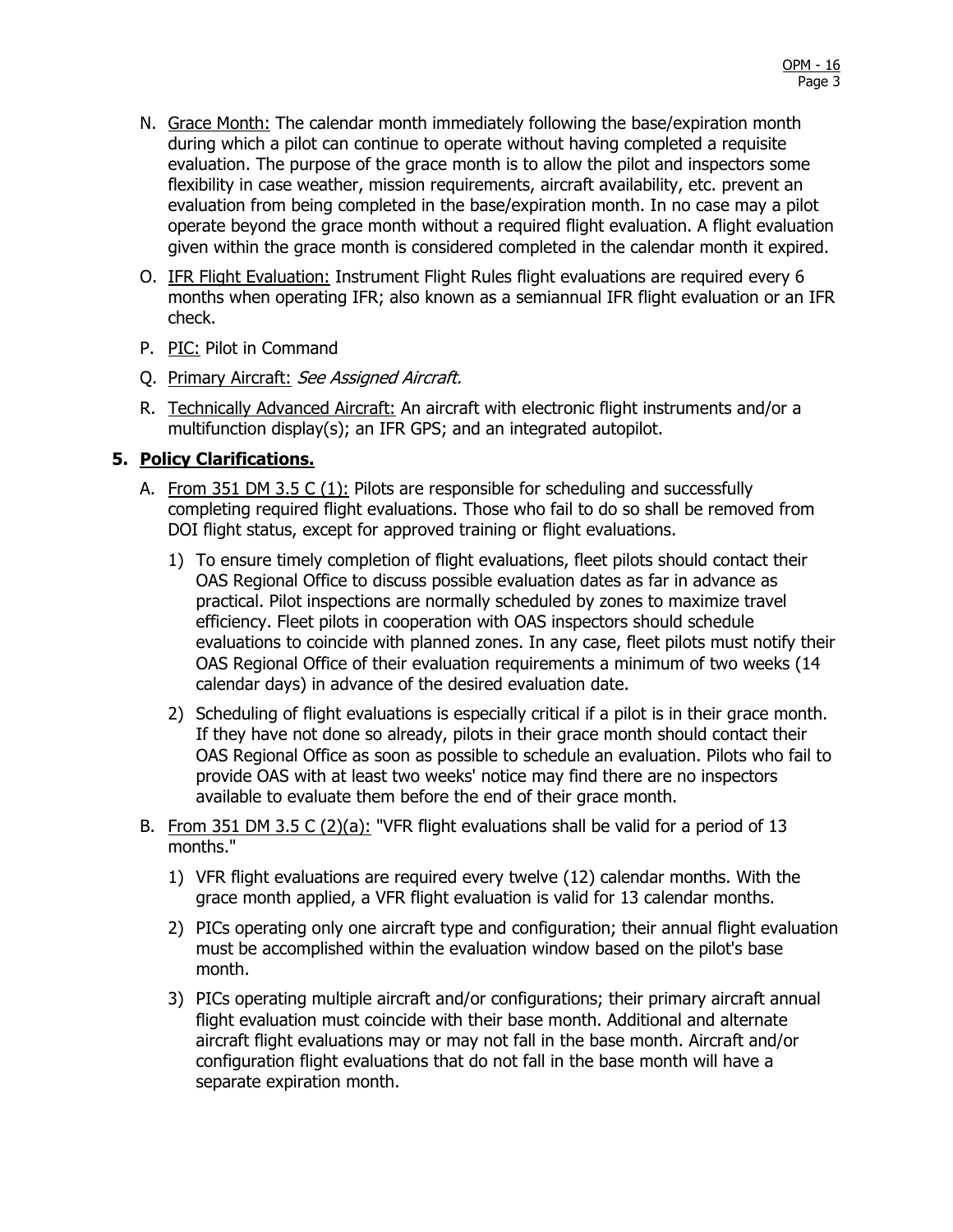N. <u>Grace Month:</u> The calendar month immediately following the base/expiration month during which a pilot can continue to operate without having completed a requisite evaluation. The purpose of the grace month is to allow the pilot and inspectors some flexibility in case weather, mission requirements, aircraft availability, etc. prevent an evaluation from being completed in the base/expiration month. In no case may a pilot operate beyond the grace month without a required flight evaluation. A flight evaluation given within the grace month is considered completed in the calendar month it expired.

O. <u>IFR Flight Evaluation:</u> Instrument Flight Rules flight evaluations are required every 6 months when operating IFR; also known as a semiannual IFR flight evaluation or an IFR check.

P. <u>PIC:</u> Pilot in Command

Q. <u>Primary Aircraft:</u> *See Assigned Aircraft.*

R. <u>Technically Advanced Aircraft:</u> An aircraft with electronic flight instruments and/or a multifunction display(s); an IFR GPS; and an integrated autopilot.

## 5. Policy Clarifications.

A. <u>From 351 DM 3.5 C (1):</u> Pilots are responsible for scheduling and successfully completing required flight evaluations. Those who fail to do so shall be removed from DOI flight status, except for approved training or flight evaluations.

1) To ensure timely completion of flight evaluations, fleet pilots should contact their OAS Regional Office to discuss possible evaluation dates as far in advance as practical. Pilot inspections are normally scheduled by zones to maximize travel efficiency. Fleet pilots in cooperation with OAS inspectors should schedule evaluations to coincide with planned zones. In any case, fleet pilots must notify their OAS Regional Office of their evaluation requirements a minimum of two weeks (14 calendar days) in advance of the desired evaluation date.

2) Scheduling of flight evaluations is especially critical if a pilot is in their grace month. If they have not done so already, pilots in their grace month should contact their OAS Regional Office as soon as possible to schedule an evaluation. Pilots who fail to provide OAS with at least two weeks' notice may find there are no inspectors available to evaluate them before the end of their grace month.

B. <u>From 351 DM 3.5 C (2)(a):</u> "VFR flight evaluations shall be valid for a period of 13 months."

1) VFR flight evaluations are required every twelve (12) calendar months. With the grace month applied, a VFR flight evaluation is valid for 13 calendar months.

2) PICs operating only one aircraft type and configuration; their annual flight evaluation must be accomplished within the evaluation window based on the pilot's base month.

3) PICs operating multiple aircraft and/or configurations; their primary aircraft annual flight evaluation must coincide with their base month. Additional and alternate aircraft flight evaluations may or may not fall in the base month. Aircraft and/or configuration flight evaluations that do not fall in the base month will have a separate expiration month.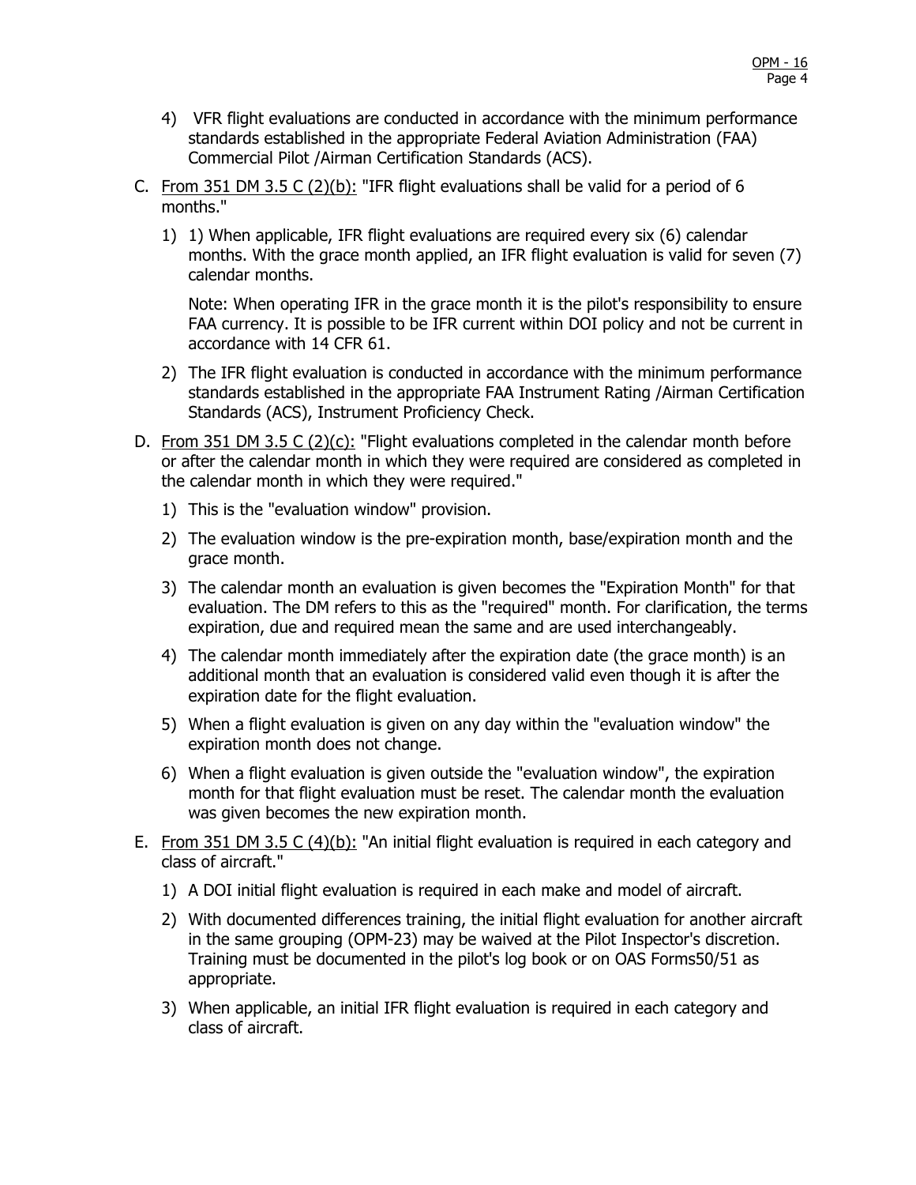4) VFR flight evaluations are conducted in accordance with the minimum performance standards established in the appropriate Federal Aviation Administration (FAA) Commercial Pilot /Airman Certification Standards (ACS).

C. <u>From 351 DM 3.5 C (2)(b):</u> "IFR flight evaluations shall be valid for a period of 6 months."

   1) 1) When applicable, IFR flight evaluations are required every six (6) calendar months. With the grace month applied, an IFR flight evaluation is valid for seven (7) calendar months.

      Note: When operating IFR in the grace month it is the pilot's responsibility to ensure FAA currency. It is possible to be IFR current within DOI policy and not be current in accordance with 14 CFR 61.

   2) The IFR flight evaluation is conducted in accordance with the minimum performance standards established in the appropriate FAA Instrument Rating /Airman Certification Standards (ACS), Instrument Proficiency Check.

D. <u>From 351 DM 3.5 C (2)(c):</u> "Flight evaluations completed in the calendar month before or after the calendar month in which they were required are considered as completed in the calendar month in which they were required."

   1) This is the "evaluation window" provision.

   2) The evaluation window is the pre-expiration month, base/expiration month and the grace month.

   3) The calendar month an evaluation is given becomes the "Expiration Month" for that evaluation. The DM refers to this as the "required" month. For clarification, the terms expiration, due and required mean the same and are used interchangeably.

   4) The calendar month immediately after the expiration date (the grace month) is an additional month that an evaluation is considered valid even though it is after the expiration date for the flight evaluation.

   5) When a flight evaluation is given on any day within the "evaluation window" the expiration month does not change.

   6) When a flight evaluation is given outside the "evaluation window", the expiration month for that flight evaluation must be reset. The calendar month the evaluation was given becomes the new expiration month.

E. <u>From 351 DM 3.5 C (4)(b):</u> "An initial flight evaluation is required in each category and class of aircraft."

   1) A DOI initial flight evaluation is required in each make and model of aircraft.

   2) With documented differences training, the initial flight evaluation for another aircraft in the same grouping (OPM-23) may be waived at the Pilot Inspector's discretion. Training must be documented in the pilot's log book or on OAS Forms50/51 as appropriate.

   3) When applicable, an initial IFR flight evaluation is required in each category and class of aircraft.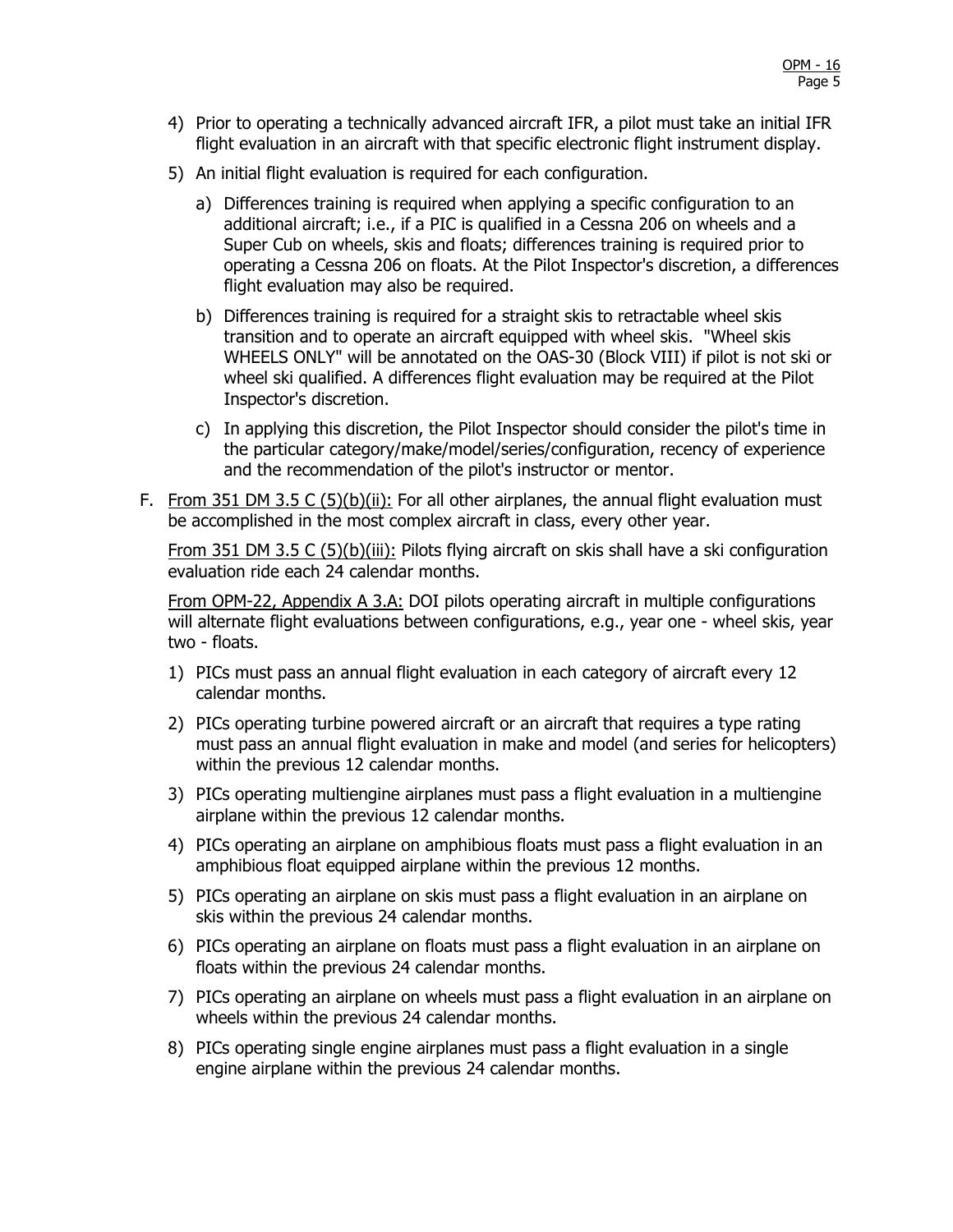4) Prior to operating a technically advanced aircraft IFR, a pilot must take an initial IFR flight evaluation in an aircraft with that specific electronic flight instrument display.

5) An initial flight evaluation is required for each configuration.

   a) Differences training is required when applying a specific configuration to an additional aircraft; i.e., if a PIC is qualified in a Cessna 206 on wheels and a Super Cub on wheels, skis and floats; differences training is required prior to operating a Cessna 206 on floats. At the Pilot Inspector's discretion, a differences flight evaluation may also be required.

   b) Differences training is required for a straight skis to retractable wheel skis transition and to operate an aircraft equipped with wheel skis. "Wheel skis WHEELS ONLY" will be annotated on the OAS-30 (Block VIII) if pilot is not ski or wheel ski qualified. A differences flight evaluation may be required at the Pilot Inspector's discretion.

   c) In applying this discretion, the Pilot Inspector should consider the pilot's time in the particular category/make/model/series/configuration, recency of experience and the recommendation of the pilot's instructor or mentor.

F. <u>From 351 DM 3.5 C (5)(b)(ii):</u> For all other airplanes, the annual flight evaluation must be accomplished in the most complex aircraft in class, every other year.

   <u>From 351 DM 3.5 C (5)(b)(iii):</u> Pilots flying aircraft on skis shall have a ski configuration evaluation ride each 24 calendar months.

   <u>From OPM-22, Appendix A 3.A:</u> DOI pilots operating aircraft in multiple configurations will alternate flight evaluations between configurations, e.g., year one - wheel skis, year two - floats.

   1) PICs must pass an annual flight evaluation in each category of aircraft every 12 calendar months.

   2) PICs operating turbine powered aircraft or an aircraft that requires a type rating must pass an annual flight evaluation in make and model (and series for helicopters) within the previous 12 calendar months.

   3) PICs operating multiengine airplanes must pass a flight evaluation in a multiengine airplane within the previous 12 calendar months.

   4) PICs operating an airplane on amphibious floats must pass a flight evaluation in an amphibious float equipped airplane within the previous 12 months.

   5) PICs operating an airplane on skis must pass a flight evaluation in an airplane on skis within the previous 24 calendar months.

   6) PICs operating an airplane on floats must pass a flight evaluation in an airplane on floats within the previous 24 calendar months.

   7) PICs operating an airplane on wheels must pass a flight evaluation in an airplane on wheels within the previous 24 calendar months.

   8) PICs operating single engine airplanes must pass a flight evaluation in a single engine airplane within the previous 24 calendar months.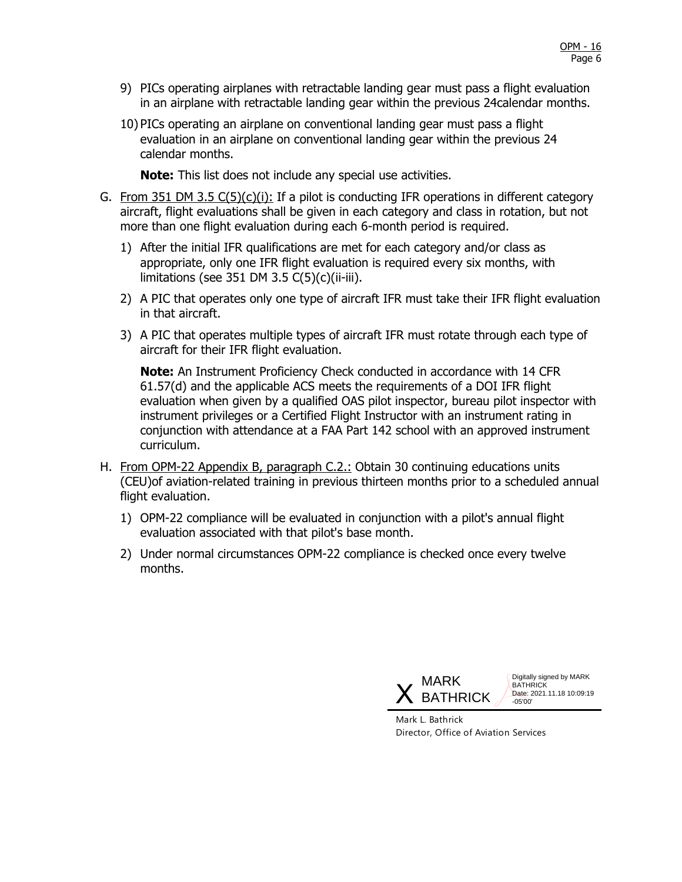9) PICs operating airplanes with retractable landing gear must pass a flight evaluation in an airplane with retractable landing gear within the previous 24calendar months.

10) PICs operating an airplane on conventional landing gear must pass a flight evaluation in an airplane on conventional landing gear within the previous 24 calendar months.

    **Note:** This list does not include any special use activities.

G. From 351 DM 3.5 C(5)(c)(i): If a pilot is conducting IFR operations in different category aircraft, flight evaluations shall be given in each category and class in rotation, but not more than one flight evaluation during each 6-month period is required.

   1) After the initial IFR qualifications are met for each category and/or class as appropriate, only one IFR flight evaluation is required every six months, with limitations (see 351 DM 3.5 C(5)(c)(ii-iii).

   2) A PIC that operates only one type of aircraft IFR must take their IFR flight evaluation in that aircraft.

   3) A PIC that operates multiple types of aircraft IFR must rotate through each type of aircraft for their IFR flight evaluation.

      **Note:** An Instrument Proficiency Check conducted in accordance with 14 CFR 61.57(d) and the applicable ACS meets the requirements of a DOI IFR flight evaluation when given by a qualified OAS pilot inspector, bureau pilot inspector with instrument privileges or a Certified Flight Instructor with an instrument rating in conjunction with attendance at a FAA Part 142 school with an approved instrument curriculum.

H. From OPM-22 Appendix B, paragraph C.2.: Obtain 30 continuing educations units (CEU)of aviation-related training in previous thirteen months prior to a scheduled annual flight evaluation.

   1) OPM-22 compliance will be evaluated in conjunction with a pilot's annual flight evaluation associated with that pilot's base month.

   2) Under normal circumstances OPM-22 compliance is checked once every twelve months.

X MARK BATHRICK

Digitally signed by MARK BATHRICK
Date: 2021.11.18 10:09:19 -05'00'

Mark L. Bathrick
Director, Office of Aviation Services